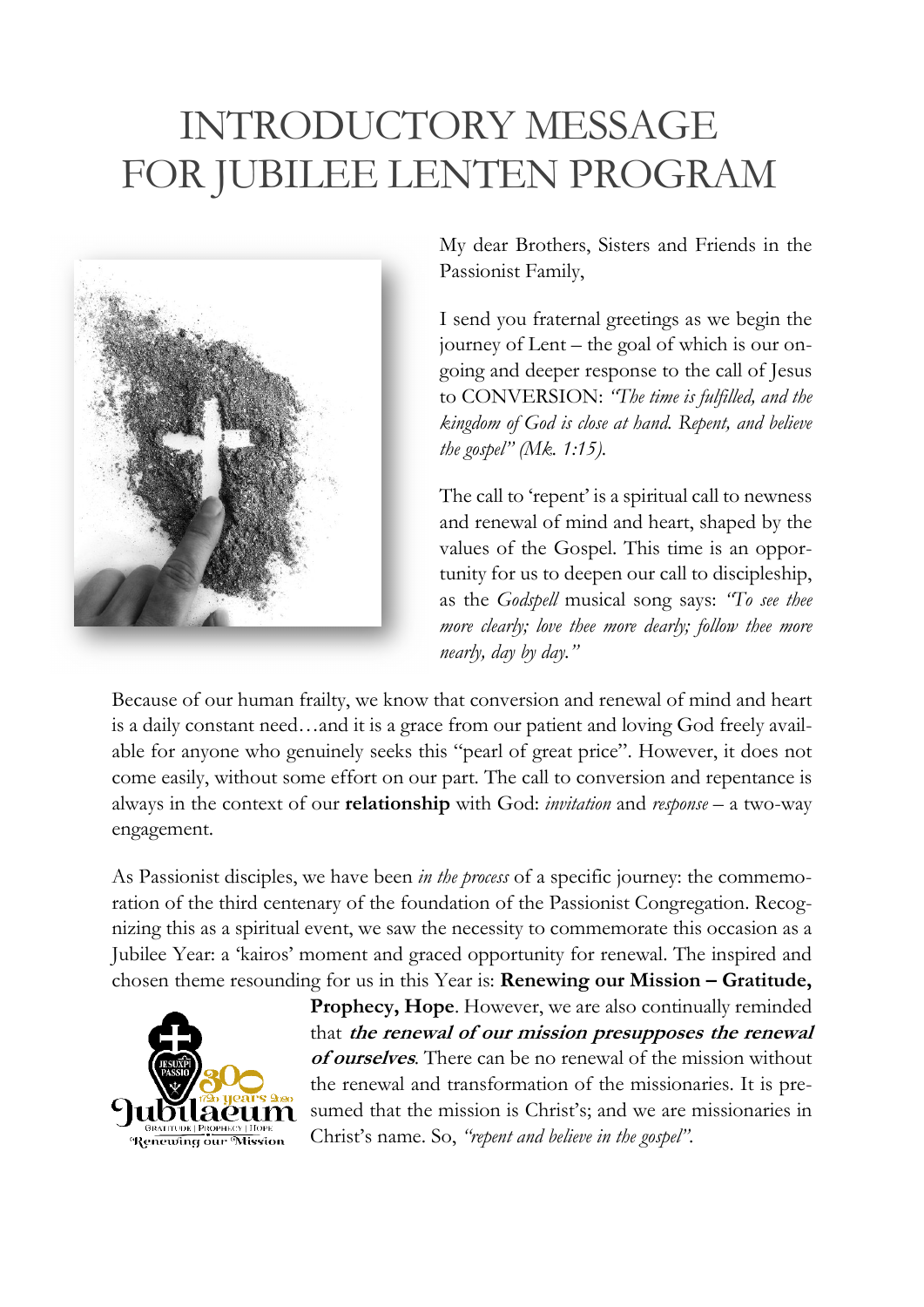# INTRODUCTORY MESSAGE FOR JUBILEE LENTEN PROGRAM

My dear Brothers, Sisters and Friends in the Passionist Family,

I send you fraternal greetings as we begin the journey of Lent – the goal of which is our on-going and deeper response to the call of Jesus to CONVERSION: *"The time is fulfilled, and the kingdom of God is close at hand. Repent, and believe the gospel" (Mk. 1:15).*

The call to 'repent' is a spiritual call to newness and renewal of mind and heart, shaped by the values of the Gospel. This time is an opportunity for us to deepen our call to discipleship, as the *Godspell* musical song says: *"To see thee more clearly; love thee more dearly; follow thee more nearly, day by day."*

Because of our human frailty, we know that conversion and renewal of mind and heart is a daily constant need…and it is a grace from our patient and loving God freely available for anyone who genuinely seeks this "pearl of great price". However, it does not come easily, without some effort on our part. The call to conversion and repentance is always in the context of our **relationship** with God: *invitation* and *response* – a two-way engagement.

As Passionist disciples, we have been *in the process* of a specific journey: the commemoration of the third centenary of the foundation of the Passionist Congregation. Recognizing this as a spiritual event, we saw the necessity to commemorate this occasion as a Jubilee Year: a 'kairos' moment and graced opportunity for renewal. The inspired and chosen theme resounding for us in this Year is: **Renewing our Mission – Gratitude, Prophecy, Hope**. However, we are also continually reminded that ***the renewal of our mission presupposes the renewal of ourselves***. There can be no renewal of the mission without the renewal and transformation of the missionaries. It is presumed that the mission is Christ's; and we are missionaries in Christ's name. So, *"repent and believe in the gospel".*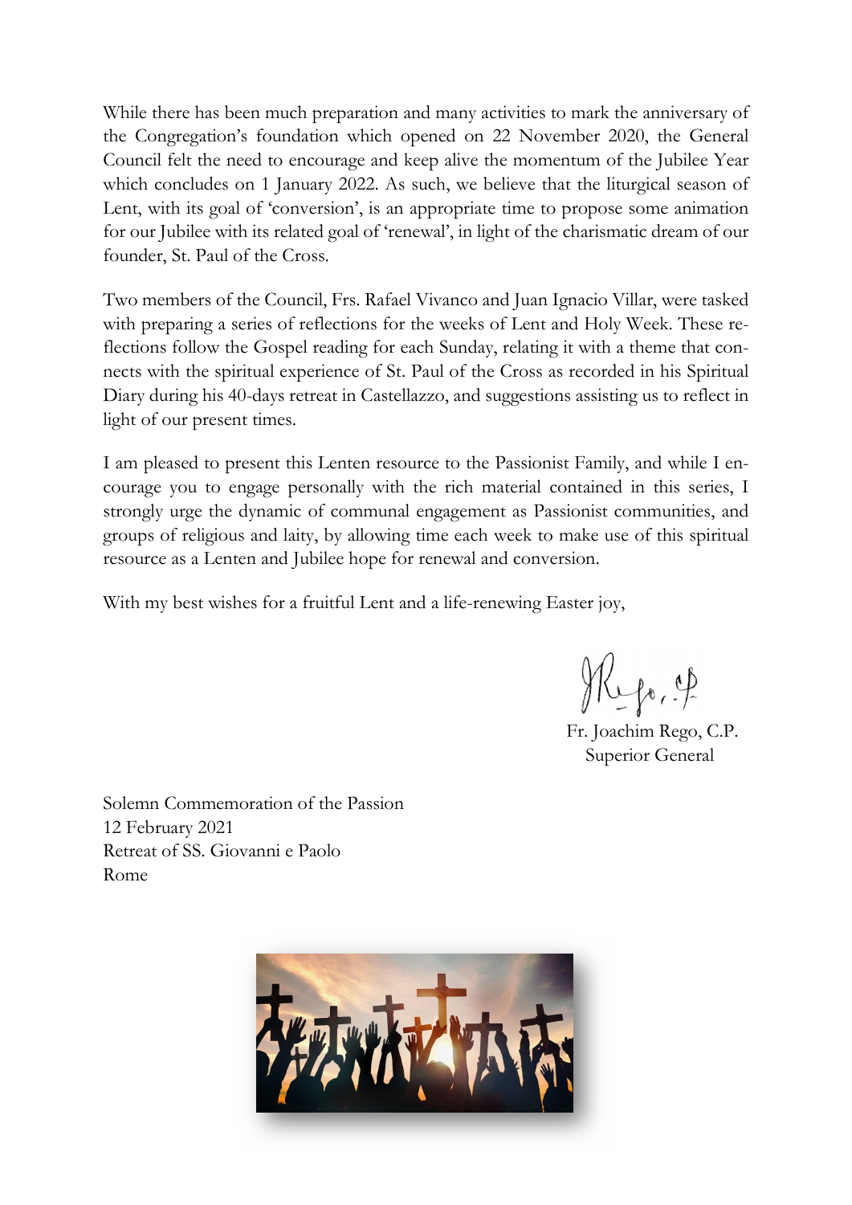While there has been much preparation and many activities to mark the anniversary of the Congregation's foundation which opened on 22 November 2020, the General Council felt the need to encourage and keep alive the momentum of the Jubilee Year which concludes on 1 January 2022. As such, we believe that the liturgical season of Lent, with its goal of 'conversion', is an appropriate time to propose some animation for our Jubilee with its related goal of 'renewal', in light of the charismatic dream of our founder, St. Paul of the Cross.

Two members of the Council, Frs. Rafael Vivanco and Juan Ignacio Villar, were tasked with preparing a series of reflections for the weeks of Lent and Holy Week. These reflections follow the Gospel reading for each Sunday, relating it with a theme that connects with the spiritual experience of St. Paul of the Cross as recorded in his Spiritual Diary during his 40-days retreat in Castellazzo, and suggestions assisting us to reflect in light of our present times.

I am pleased to present this Lenten resource to the Passionist Family, and while I encourage you to engage personally with the rich material contained in this series, I strongly urge the dynamic of communal engagement as Passionist communities, and groups of religious and laity, by allowing time each week to make use of this spiritual resource as a Lenten and Jubilee hope for renewal and conversion.

With my best wishes for a fruitful Lent and a life-renewing Easter joy,

Fr. Joachim Rego, C.P.
Superior General

Solemn Commemoration of the Passion
12 February 2021
Retreat of SS. Giovanni e Paolo
Rome